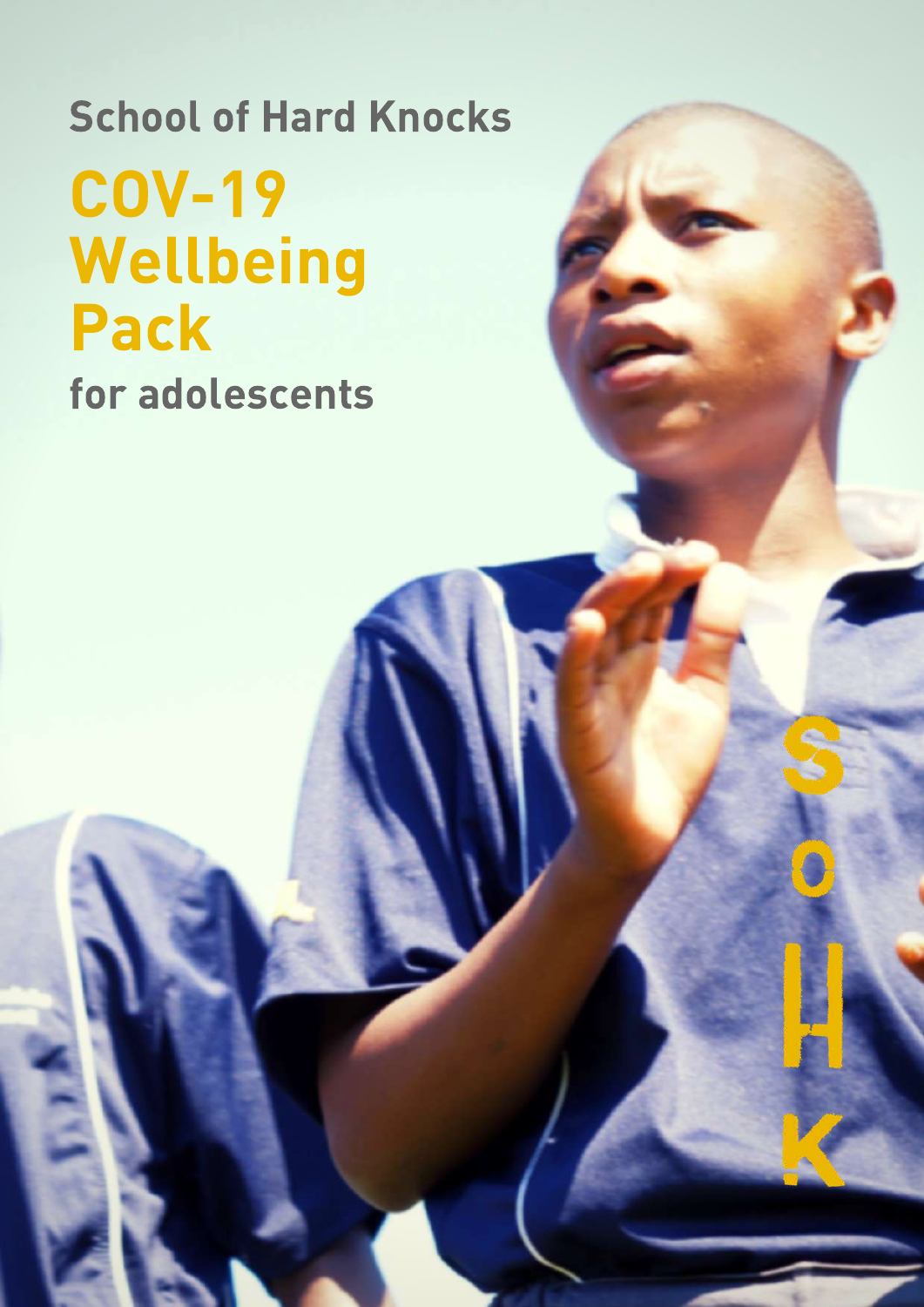School of Hard Knocks

# COV-19 Wellbeing Pack

for adolescents

SoHK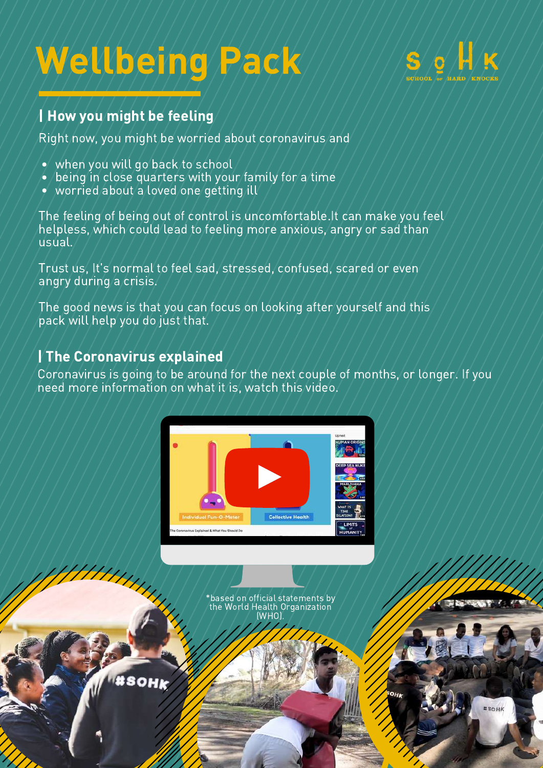# Wellbeing Pack

## | How you might be feeling

Right now, you might be worried about coronavirus and

- when you will go back to school
- being in close quarters with your family for a time
- worried about a loved one getting ill

The feeling of being out of control is uncomfortable.It can make you feel helpless, which could lead to feeling more anxious, angry or sad than usual.

Trust us, It's normal to feel sad, stressed, confused, scared or even angry during a crisis.

The good news is that you can focus on looking after yourself and this pack will help you do just that.

## | The Coronavirus explained

Coronavirus is going to be around for the next couple of months, or longer. If you need more information on what it is, watch this video.

*based on official statements by the World Health Organization (WHO).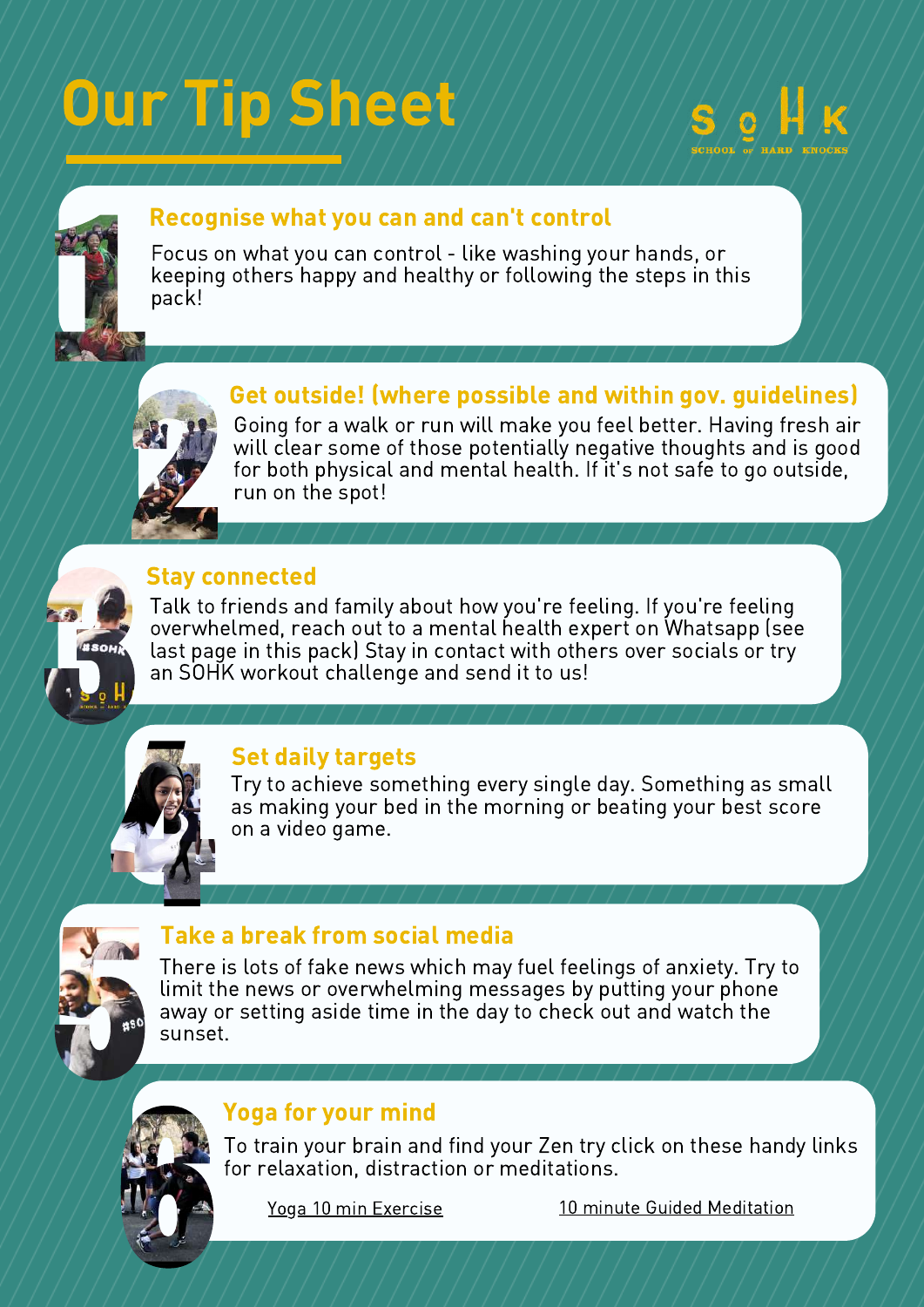# Our Tip Sheet

SOHK SCHOOL OF HARD KNOCKS

## 1. Recognise what you can and can't control

Focus on what you can control - like washing your hands, or keeping others happy and healthy or following the steps in this pack!

## 2. Get outside! (where possible and within gov. guidelines)

Going for a walk or run will make you feel better. Having fresh air will clear some of those potentially negative thoughts and is good for both physical and mental health. If it's not safe to go outside, run on the spot!

## 3. Stay connected

Talk to friends and family about how you're feeling. If you're feeling overwhelmed, reach out to a mental health expert on Whatsapp (see last page in this pack) Stay in contact with others over socials or try an SOHK workout challenge and send it to us!

## 4. Set daily targets

Try to achieve something every single day. Something as small as making your bed in the morning or beating your best score on a video game.

## 5. Take a break from social media

There is lots of fake news which may fuel feelings of anxiety. Try to limit the news or overwhelming messages by putting your phone away or setting aside time in the day to check out and watch the sunset.

## 6. Yoga for your mind

To train your brain and find your Zen try click on these handy links for relaxation, distraction or meditations.

Yoga 10 min Exercise

10 minute Guided Meditation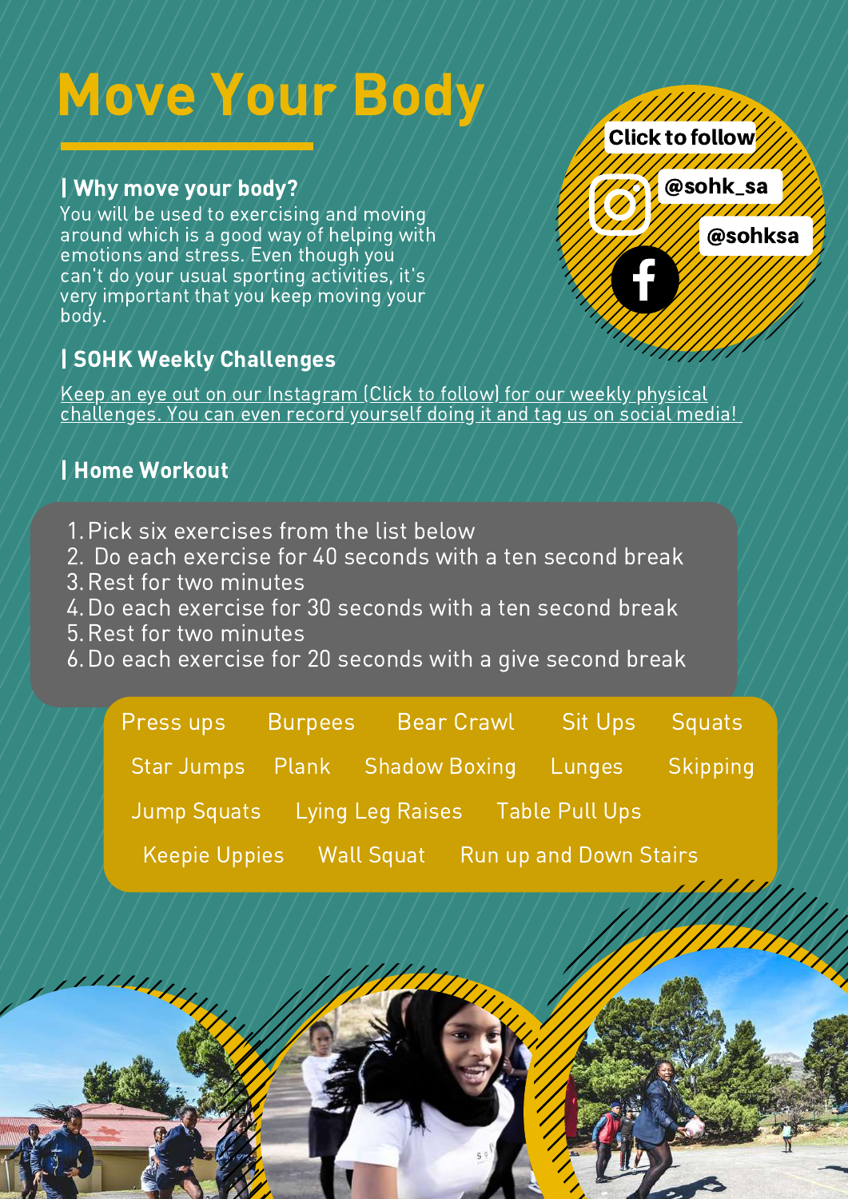# Move Your Body

## | Why move your body?

You will be used to exercising and moving around which is a good way of helping with emotions and stress. Even though you can't do your usual sporting activities, it's very important that you keep moving your body.

Click to follow

@sohk_sa

@sohksa

## | SOHK Weekly Challenges

Keep an eye out on our Instagram (Click to follow) for our weekly physical challenges. You can even record yourself doing it and tag us on social media!

## | Home Workout

1. Pick six exercises from the list below
2. Do each exercise for 40 seconds with a ten second break
3. Rest for two minutes
4. Do each exercise for 30 seconds with a ten second break
5. Rest for two minutes
6. Do each exercise for 20 seconds with a give second break

Press ups · Burpees · Bear Crawl · Sit Ups · Squats

Star Jumps · Plank · Shadow Boxing · Lunges · Skipping

Jump Squats · Lying Leg Raises · Table Pull Ups

Keepie Uppies · Wall Squat · Run up and Down Stairs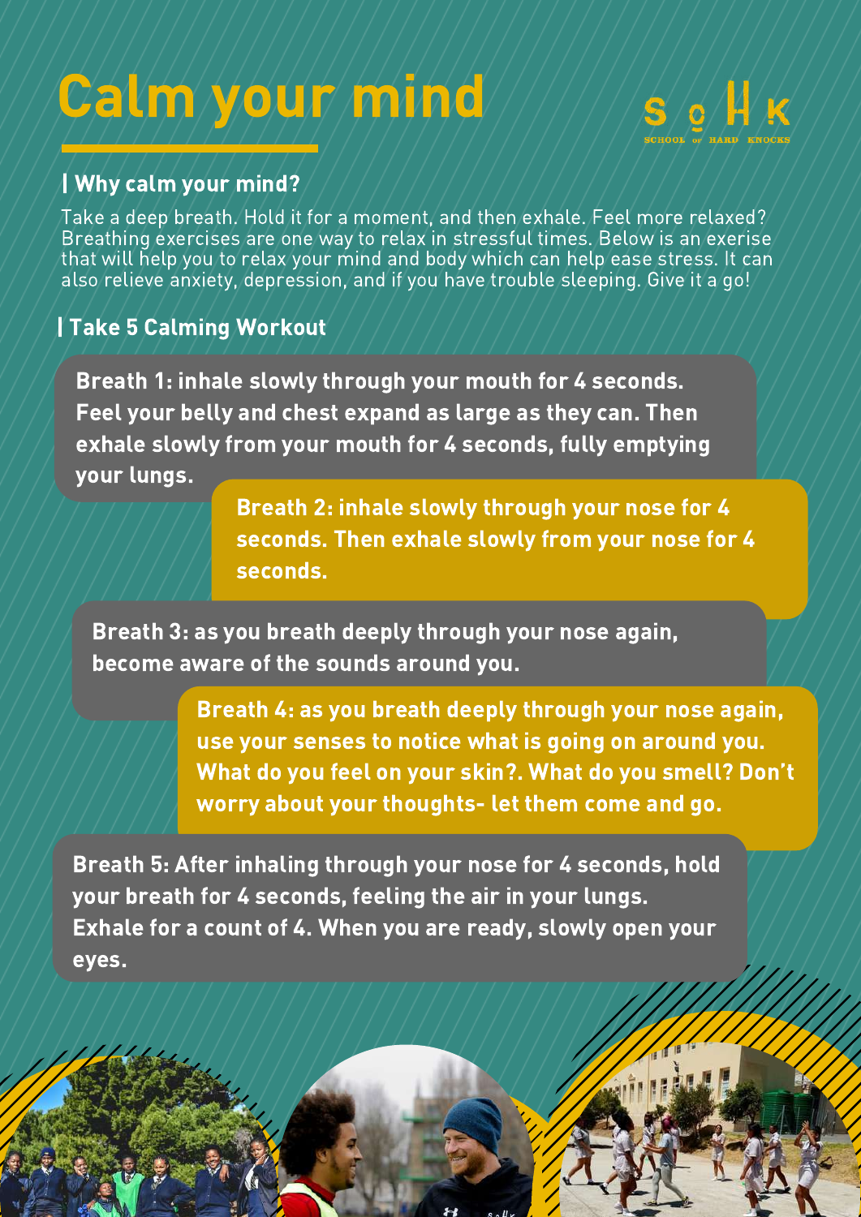# Calm your mind

## Why calm your mind?

Take a deep breath. Hold it for a moment, and then exhale. Feel more relaxed? Breathing exercises are one way to relax in stressful times. Below is an exerise that will help you to relax your mind and body which can help ease stress. It can also relieve anxiety, depression, and if you have trouble sleeping. Give it a go!

## Take 5 Calming Workout

**Breath 1: inhale slowly through your mouth for 4 seconds. Feel your belly and chest expand as large as they can. Then exhale slowly from your mouth for 4 seconds, fully emptying your lungs.**

**Breath 2: inhale slowly through your nose for 4 seconds. Then exhale slowly from your nose for 4 seconds.**

**Breath 3: as you breath deeply through your nose again, become aware of the sounds around you.**

**Breath 4: as you breath deeply through your nose again, use your senses to notice what is going on around you. What do you feel on your skin?. What do you smell? Don't worry about your thoughts- let them come and go.**

**Breath 5: After inhaling through your nose for 4 seconds, hold your breath for 4 seconds, feeling the air in your lungs. Exhale for a count of 4. When you are ready, slowly open your eyes.**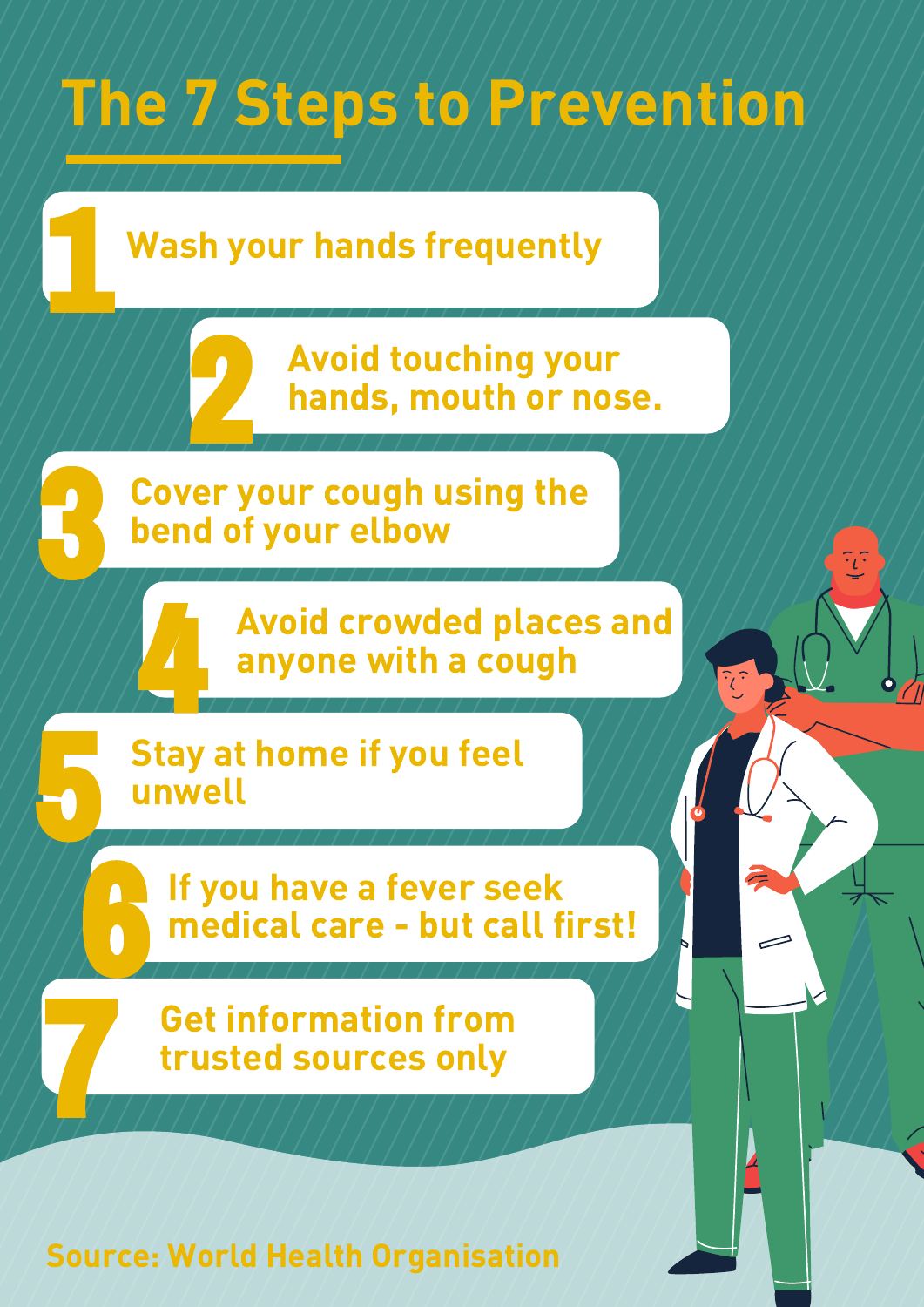# The 7 Steps to Prevention

1. Wash your hands frequently
2. Avoid touching your hands, mouth or nose.
3. Cover your cough using the bend of your elbow
4. Avoid crowded places and anyone with a cough
5. Stay at home if you feel unwell
6. If you have a fever seek medical care - but call first!
7. Get information from trusted sources only

Source: World Health Organisation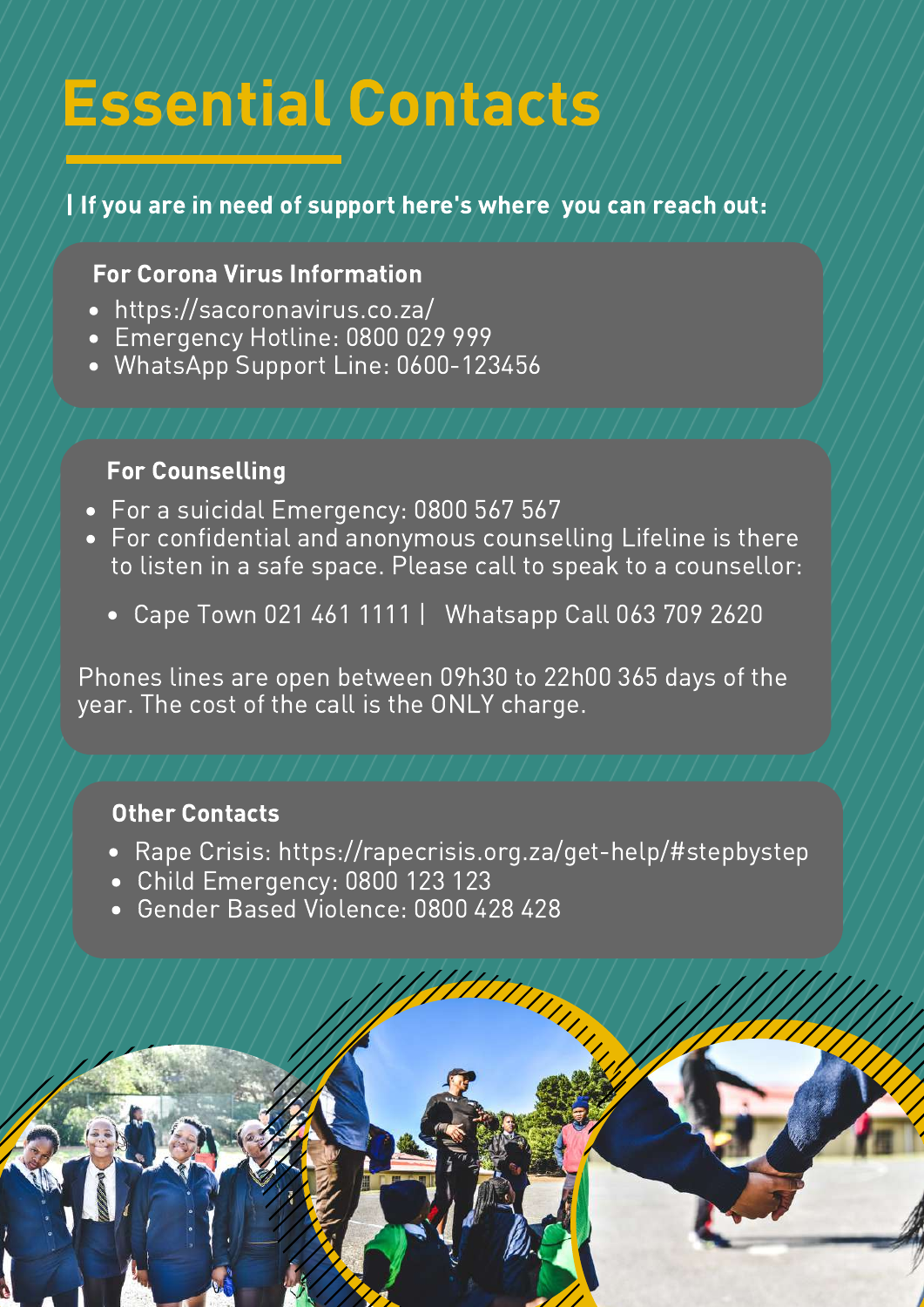# Essential Contacts

| If you are in need of support here's where you can reach out:

### For Corona Virus Information

- https://sacoronavirus.co.za/
- Emergency Hotline: 0800 029 999
- WhatsApp Support Line: 0600-123456

### For Counselling

- For a suicidal Emergency: 0800 567 567
- For confidential and anonymous counselling Lifeline is there to listen in a safe space. Please call to speak to a counsellor:
  - Cape Town 021 461 1111 | Whatsapp Call 063 709 2620

Phones lines are open between 09h30 to 22h00 365 days of the year. The cost of the call is the ONLY charge.

### Other Contacts

- Rape Crisis: https://rapecrisis.org.za/get-help/#stepbystep
- Child Emergency: 0800 123 123
- Gender Based Violence: 0800 428 428